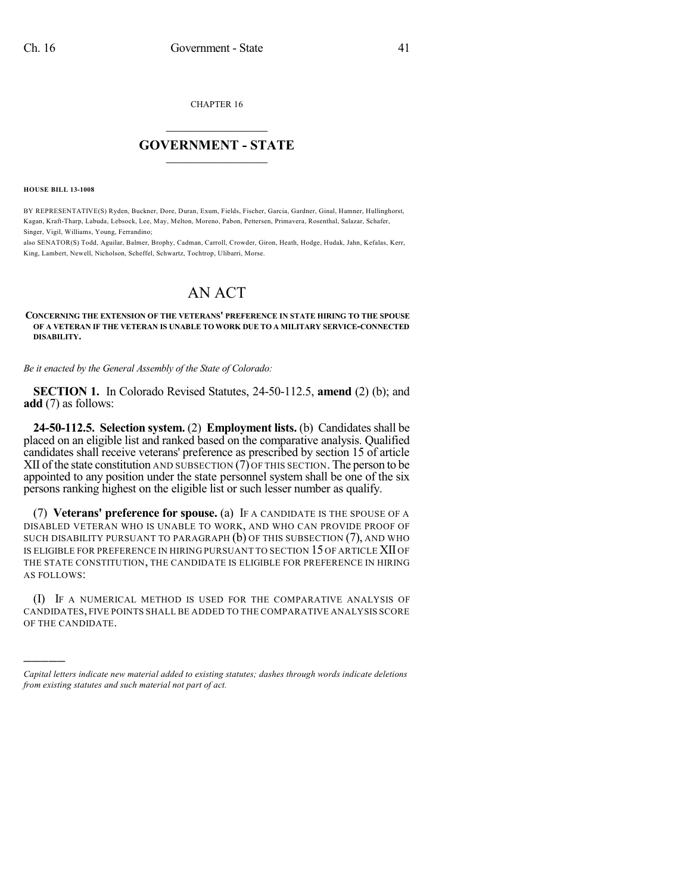CHAPTER 16

# GOVERNMENT - STATE

**HOUSE BILL 13-1008**

BY REPRESENTATIVE(S) Ryden, Buckner, Dore, Duran, Exum, Fields, Fischer, Garcia, Gardner, Ginal, Hamner, Hullinghorst, Kagan, Kraft-Tharp, Labuda, Lebsock, Lee, May, Melton, Moreno, Pabon, Pettersen, Primavera, Rosenthal, Salazar, Schafer, Singer, Vigil, Williams, Young, Ferrandino;
also SENATOR(S) Todd, Aguilar, Balmer, Brophy, Cadman, Carroll, Crowder, Giron, Heath, Hodge, Hudak, Jahn, Kefalas, Kerr, King, Lambert, Newell, Nicholson, Scheffel, Schwartz, Tochtrop, Ulibarri, Morse.

# AN ACT

**CONCERNING THE EXTENSION OF THE VETERANS' PREFERENCE IN STATE HIRING TO THE SPOUSE OF A VETERAN IF THE VETERAN IS UNABLE TO WORK DUE TO A MILITARY SERVICE-CONNECTED DISABILITY.**

*Be it enacted by the General Assembly of the State of Colorado:*

**SECTION 1.** In Colorado Revised Statutes, 24-50-112.5, **amend** (2) (b); and **add** (7) as follows:

**24-50-112.5. Selection system.** (2) **Employment lists.** (b) Candidates shall be placed on an eligible list and ranked based on the comparative analysis. Qualified candidates shall receive veterans' preference as prescribed by section 15 of article XII of the state constitution AND SUBSECTION (7) OF THIS SECTION. The person to be appointed to any position under the state personnel system shall be one of the six persons ranking highest on the eligible list or such lesser number as qualify.

(7) **Veterans' preference for spouse.** (a) IF A CANDIDATE IS THE SPOUSE OF A DISABLED VETERAN WHO IS UNABLE TO WORK, AND WHO CAN PROVIDE PROOF OF SUCH DISABILITY PURSUANT TO PARAGRAPH (b) OF THIS SUBSECTION (7), AND WHO IS ELIGIBLE FOR PREFERENCE IN HIRING PURSUANT TO SECTION 15 OF ARTICLE XII OF THE STATE CONSTITUTION, THE CANDIDATE IS ELIGIBLE FOR PREFERENCE IN HIRING AS FOLLOWS:

(I) IF A NUMERICAL METHOD IS USED FOR THE COMPARATIVE ANALYSIS OF CANDIDATES, FIVE POINTS SHALL BE ADDED TO THE COMPARATIVE ANALYSIS SCORE OF THE CANDIDATE.

---

*Capital letters indicate new material added to existing statutes; dashes through words indicate deletions from existing statutes and such material not part of act.*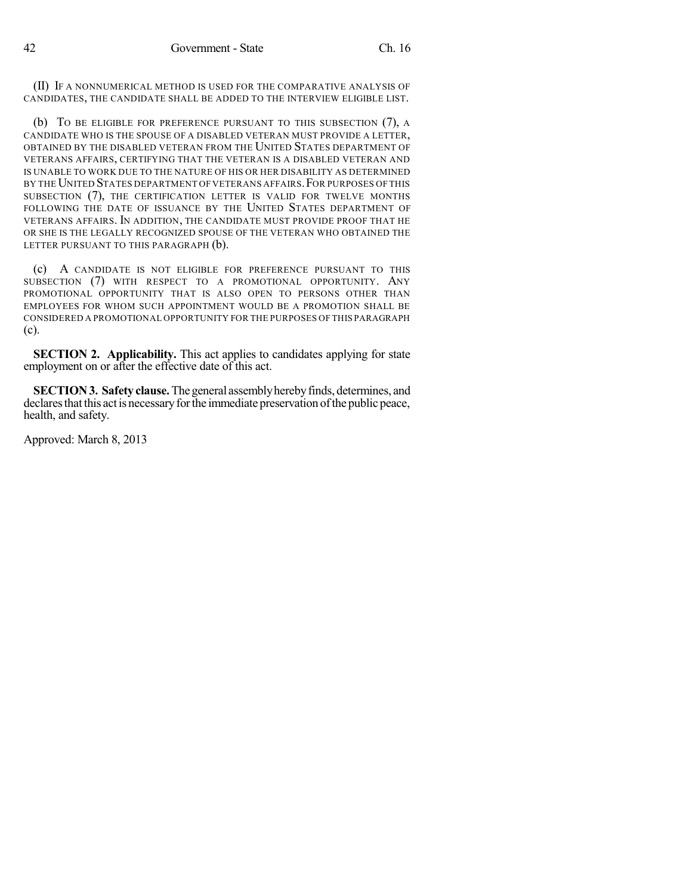(II) IF A NONNUMERICAL METHOD IS USED FOR THE COMPARATIVE ANALYSIS OF CANDIDATES, THE CANDIDATE SHALL BE ADDED TO THE INTERVIEW ELIGIBLE LIST.

(b) TO BE ELIGIBLE FOR PREFERENCE PURSUANT TO THIS SUBSECTION (7), A CANDIDATE WHO IS THE SPOUSE OF A DISABLED VETERAN MUST PROVIDE A LETTER, OBTAINED BY THE DISABLED VETERAN FROM THE UNITED STATES DEPARTMENT OF VETERANS AFFAIRS, CERTIFYING THAT THE VETERAN IS A DISABLED VETERAN AND IS UNABLE TO WORK DUE TO THE NATURE OF HIS OR HER DISABILITY AS DETERMINED BY THE UNITED STATES DEPARTMENT OF VETERANS AFFAIRS. FOR PURPOSES OF THIS SUBSECTION (7), THE CERTIFICATION LETTER IS VALID FOR TWELVE MONTHS FOLLOWING THE DATE OF ISSUANCE BY THE UNITED STATES DEPARTMENT OF VETERANS AFFAIRS. IN ADDITION, THE CANDIDATE MUST PROVIDE PROOF THAT HE OR SHE IS THE LEGALLY RECOGNIZED SPOUSE OF THE VETERAN WHO OBTAINED THE LETTER PURSUANT TO THIS PARAGRAPH (b).

(c) A CANDIDATE IS NOT ELIGIBLE FOR PREFERENCE PURSUANT TO THIS SUBSECTION (7) WITH RESPECT TO A PROMOTIONAL OPPORTUNITY. ANY PROMOTIONAL OPPORTUNITY THAT IS ALSO OPEN TO PERSONS OTHER THAN EMPLOYEES FOR WHOM SUCH APPOINTMENT WOULD BE A PROMOTION SHALL BE CONSIDERED A PROMOTIONAL OPPORTUNITY FOR THE PURPOSES OF THIS PARAGRAPH (c).

**SECTION 2. Applicability.** This act applies to candidates applying for state employment on or after the effective date of this act.

**SECTION 3. Safety clause.** The general assembly hereby finds, determines, and declares that this act is necessary for the immediate preservation of the public peace, health, and safety.

Approved: March 8, 2013